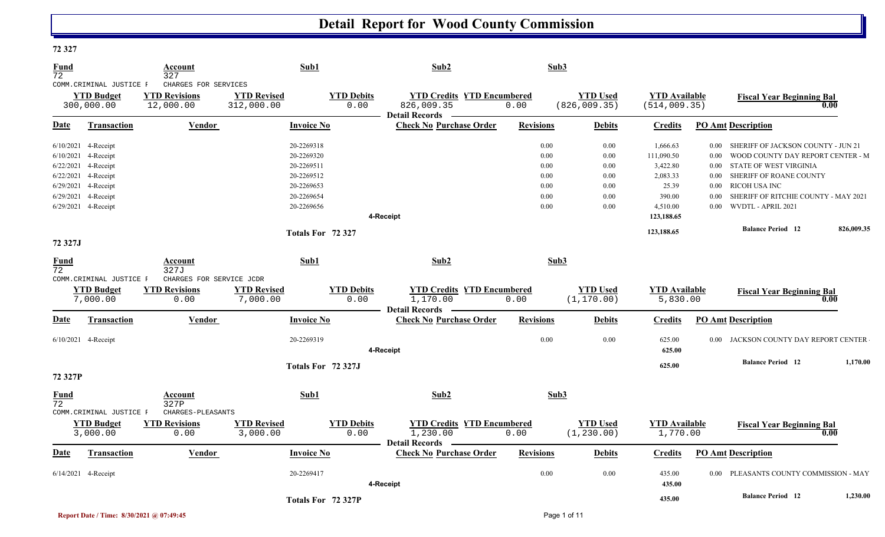# Detail Report for Wood County Commission

## 72 327

| Fund | Account | Sub1 | Sub2 | Sub3 |
|---|---|---|---|---|
| 72 | 327 | | | |
| COMM.CRIMINAL JUSTICE F | CHARGES FOR SERVICES | | | |

| YTD Budget | YTD Revisions | YTD Revised | YTD Debits | YTD Credits | YTD Encumbered | YTD Used | YTD Available | Fiscal Year Beginning Bal |
|---|---|---|---|---|---|---|---|---|
| 300,000.00 | 12,000.00 | 312,000.00 | 0.00 | 826,009.35 | 0.00 | (826,009.35) | (514,009.35) | 0.00 |

**Detail Records**

| Date | Transaction | Vendor | Invoice No | Check No | Purchase Order | Revisions | Debits | Credits | PO Amt | Description |
|---|---|---|---|---|---|---|---|---|---|---|
| 6/10/2021 | 4-Receipt | | 20-2269318 | | | 0.00 | 0.00 | 1,666.63 | 0.00 | SHERIFF OF JACKSON COUNTY - JUN 21 |
| 6/10/2021 | 4-Receipt | | 20-2269320 | | | 0.00 | 0.00 | 111,090.50 | 0.00 | WOOD COUNTY DAY REPORT CENTER - M |
| 6/22/2021 | 4-Receipt | | 20-2269511 | | | 0.00 | 0.00 | 3,422.80 | 0.00 | STATE OF WEST VIRGINIA |
| 6/22/2021 | 4-Receipt | | 20-2269512 | | | 0.00 | 0.00 | 2,083.33 | 0.00 | SHERIFF OF ROANE COUNTY |
| 6/29/2021 | 4-Receipt | | 20-2269653 | | | 0.00 | 0.00 | 25.39 | 0.00 | RICOH USA INC |
| 6/29/2021 | 4-Receipt | | 20-2269654 | | | 0.00 | 0.00 | 390.00 | 0.00 | SHERIFF OF RITCHIE COUNTY - MAY 2021 |
| 6/29/2021 | 4-Receipt | | 20-2269656 | | | 0.00 | 0.00 | 4,510.00 | 0.00 | WVDTL - APRIL 2021 |
| | | | | 4-Receipt | | | | 123,188.65 | | |
| | | | Totals For 72 327 | | | | | 123,188.65 | | Balance Period 12 826,009.35 |

## 72 327J

| Fund | Account | Sub1 | Sub2 | Sub3 |
|---|---|---|---|---|
| 72 | 327J | | | |
| COMM.CRIMINAL JUSTICE F | CHARGES FOR SERVICE JCDR | | | |

| YTD Budget | YTD Revisions | YTD Revised | YTD Debits | YTD Credits | YTD Encumbered | YTD Used | YTD Available | Fiscal Year Beginning Bal |
|---|---|---|---|---|---|---|---|---|
| 7,000.00 | 0.00 | 7,000.00 | 0.00 | 1,170.00 | 0.00 | (1,170.00) | 5,830.00 | 0.00 |

**Detail Records**

| Date | Transaction | Vendor | Invoice No | Check No | Purchase Order | Revisions | Debits | Credits | PO Amt | Description |
|---|---|---|---|---|---|---|---|---|---|---|
| 6/10/2021 | 4-Receipt | | 20-2269319 | | | 0.00 | 0.00 | 625.00 | 0.00 | JACKSON COUNTY DAY REPORT CENTER - |
| | | | | 4-Receipt | | | | 625.00 | | |
| | | | Totals For 72 327J | | | | | 625.00 | | Balance Period 12 1,170.00 |

## 72 327P

| Fund | Account | Sub1 | Sub2 | Sub3 |
|---|---|---|---|---|
| 72 | 327P | | | |
| COMM.CRIMINAL JUSTICE F | CHARGES-PLEASANTS | | | |

| YTD Budget | YTD Revisions | YTD Revised | YTD Debits | YTD Credits | YTD Encumbered | YTD Used | YTD Available | Fiscal Year Beginning Bal |
|---|---|---|---|---|---|---|---|---|
| 3,000.00 | 0.00 | 3,000.00 | 0.00 | 1,230.00 | 0.00 | (1,230.00) | 1,770.00 | 0.00 |

**Detail Records**

| Date | Transaction | Vendor | Invoice No | Check No | Purchase Order | Revisions | Debits | Credits | PO Amt | Description |
|---|---|---|---|---|---|---|---|---|---|---|
| 6/14/2021 | 4-Receipt | | 20-2269417 | | | 0.00 | 0.00 | 435.00 | 0.00 | PLEASANTS COUNTY COMMISSION - MAY |
| | | | | 4-Receipt | | | | 435.00 | | |
| | | | Totals For 72 327P | | | | | 435.00 | | Balance Period 12 1,230.00 |

Report Date / Time: 8/30/2021 @ 07:49:45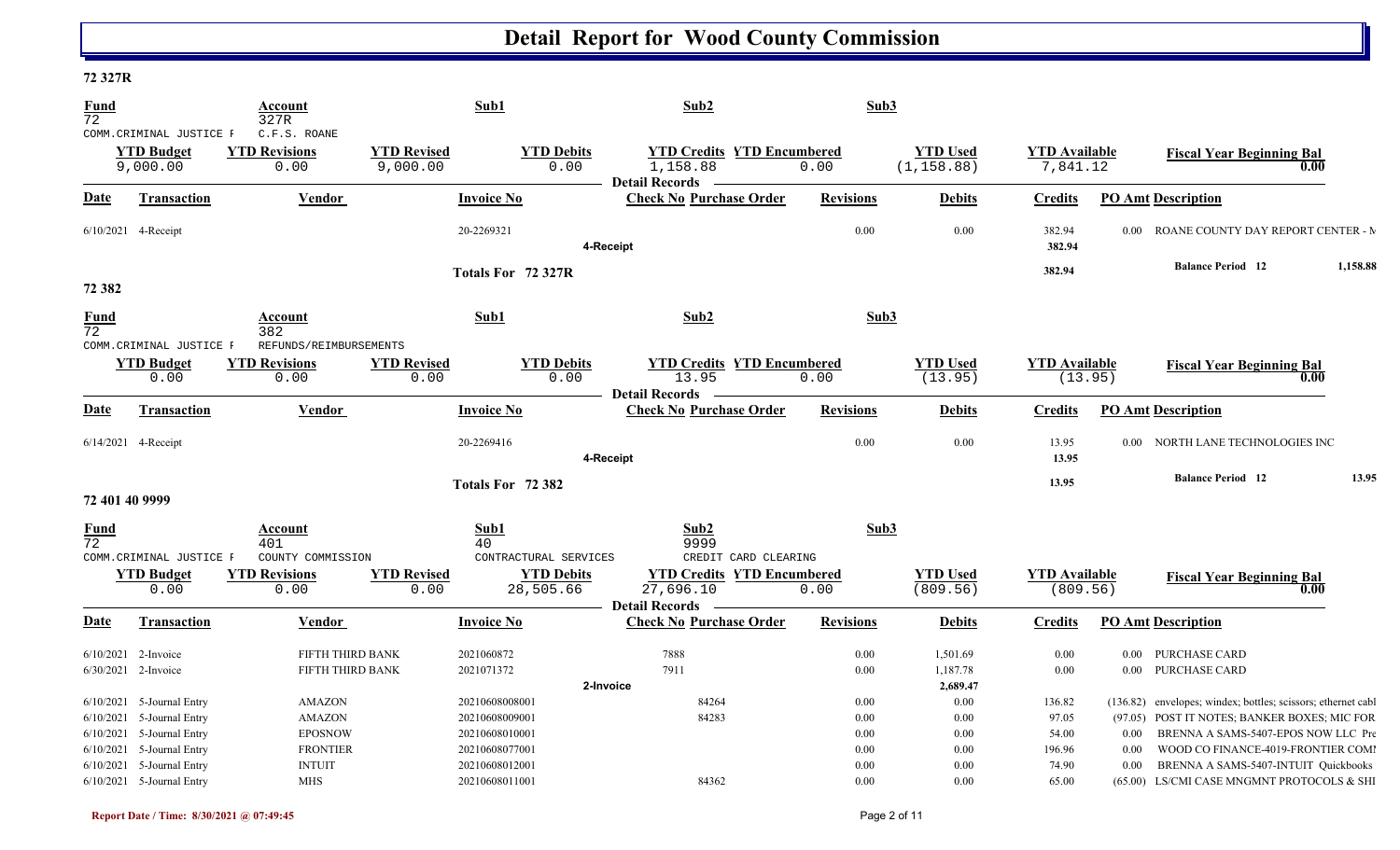# Detail Report for Wood County Commission

## 72 327R

| Fund | Account | Sub1 | Sub2 | Sub3 |
|---|---|---|---|---|
| 72 | 327R | | | |
| COMM.CRIMINAL JUSTICE F | C.F.S. ROANE | | | |

| YTD Budget | YTD Revisions | YTD Revised | YTD Debits | YTD Credits | YTD Encumbered | YTD Used | YTD Available | Fiscal Year Beginning Bal |
|---|---|---|---|---|---|---|---|---|
| 9,000.00 | 0.00 | 9,000.00 | 0.00 | 1,158.88 | 0.00 | (1,158.88) | 7,841.12 | 0.00 |

**Detail Records**

| Date | Transaction | Vendor | Invoice No | Check No | Purchase Order | Revisions | Debits | Credits | PO Amt | Description |
|---|---|---|---|---|---|---|---|---|---|---|
| 6/10/2021 | 4-Receipt | | 20-2269321 | | | 0.00 | 0.00 | 382.94 | 0.00 | ROANE COUNTY DAY REPORT CENTER - M |
| | | | 4-Receipt | | | | | 382.94 | | |
| | | | Totals For 72 327R | | | | | 382.94 | | Balance Period 12 1,158.88 |

## 72 382

| Fund | Account | Sub1 | Sub2 | Sub3 |
|---|---|---|---|---|
| 72 | 382 | | | |
| COMM.CRIMINAL JUSTICE F | REFUNDS/REIMBURSEMENTS | | | |

| YTD Budget | YTD Revisions | YTD Revised | YTD Debits | YTD Credits | YTD Encumbered | YTD Used | YTD Available | Fiscal Year Beginning Bal |
|---|---|---|---|---|---|---|---|---|
| 0.00 | 0.00 | 0.00 | 0.00 | 13.95 | 0.00 | (13.95) | (13.95) | 0.00 |

**Detail Records**

| Date | Transaction | Vendor | Invoice No | Check No | Purchase Order | Revisions | Debits | Credits | PO Amt | Description |
|---|---|---|---|---|---|---|---|---|---|---|
| 6/14/2021 | 4-Receipt | | 20-2269416 | | | 0.00 | 0.00 | 13.95 | 0.00 | NORTH LANE TECHNOLOGIES INC |
| | | | 4-Receipt | | | | | 13.95 | | |
| | | | Totals For 72 382 | | | | | 13.95 | | Balance Period 12 13.95 |

## 72 401 40 9999

| Fund | Account | Sub1 | Sub2 | Sub3 |
|---|---|---|---|---|
| 72 | 401 | 40 | 9999 | |
| COMM.CRIMINAL JUSTICE F | COUNTY COMMISSION | CONTRACTURAL SERVICES | CREDIT CARD CLEARING | |

| YTD Budget | YTD Revisions | YTD Revised | YTD Debits | YTD Credits | YTD Encumbered | YTD Used | YTD Available | Fiscal Year Beginning Bal |
|---|---|---|---|---|---|---|---|---|
| 0.00 | 0.00 | 0.00 | 28,505.66 | 27,696.10 | 0.00 | (809.56) | (809.56) | 0.00 |

**Detail Records**

| Date | Transaction | Vendor | Invoice No | Check No | Purchase Order | Revisions | Debits | Credits | PO Amt | Description |
|---|---|---|---|---|---|---|---|---|---|---|
| 6/10/2021 | 2-Invoice | FIFTH THIRD BANK | 2021060872 | 7888 | | 0.00 | 1,501.69 | 0.00 | 0.00 | PURCHASE CARD |
| 6/30/2021 | 2-Invoice | FIFTH THIRD BANK | 2021071372 | 7911 | | 0.00 | 1,187.78 | 0.00 | 0.00 | PURCHASE CARD |
| | | | 2-Invoice | | | | 2,689.47 | | | |
| 6/10/2021 | 5-Journal Entry | AMAZON | 20210608008001 | | 84264 | 0.00 | 0.00 | 136.82 | (136.82) | envelopes; windex; bottles; scissors; ethernet cabl |
| 6/10/2021 | 5-Journal Entry | AMAZON | 20210608009001 | | 84283 | 0.00 | 0.00 | 97.05 | (97.05) | POST IT NOTES; BANKER BOXES; MIC FOR |
| 6/10/2021 | 5-Journal Entry | EPOSNOW | 20210608010001 | | | 0.00 | 0.00 | 54.00 | 0.00 | BRENNA A SAMS-5407-EPOS NOW LLC Pre |
| 6/10/2021 | 5-Journal Entry | FRONTIER | 20210608077001 | | | 0.00 | 0.00 | 196.96 | 0.00 | WOOD CO FINANCE-4019-FRONTIER COMI |
| 6/10/2021 | 5-Journal Entry | INTUIT | 20210608012001 | | | 0.00 | 0.00 | 74.90 | 0.00 | BRENNA A SAMS-5407-INTUIT Quickbooks |
| 6/10/2021 | 5-Journal Entry | MHS | 20210608011001 | | 84362 | 0.00 | 0.00 | 65.00 | (65.00) | LS/CMI CASE MNGMNT PROTOCOLS & SHI |

**Report Date / Time: 8/30/2021 @ 07:49:45**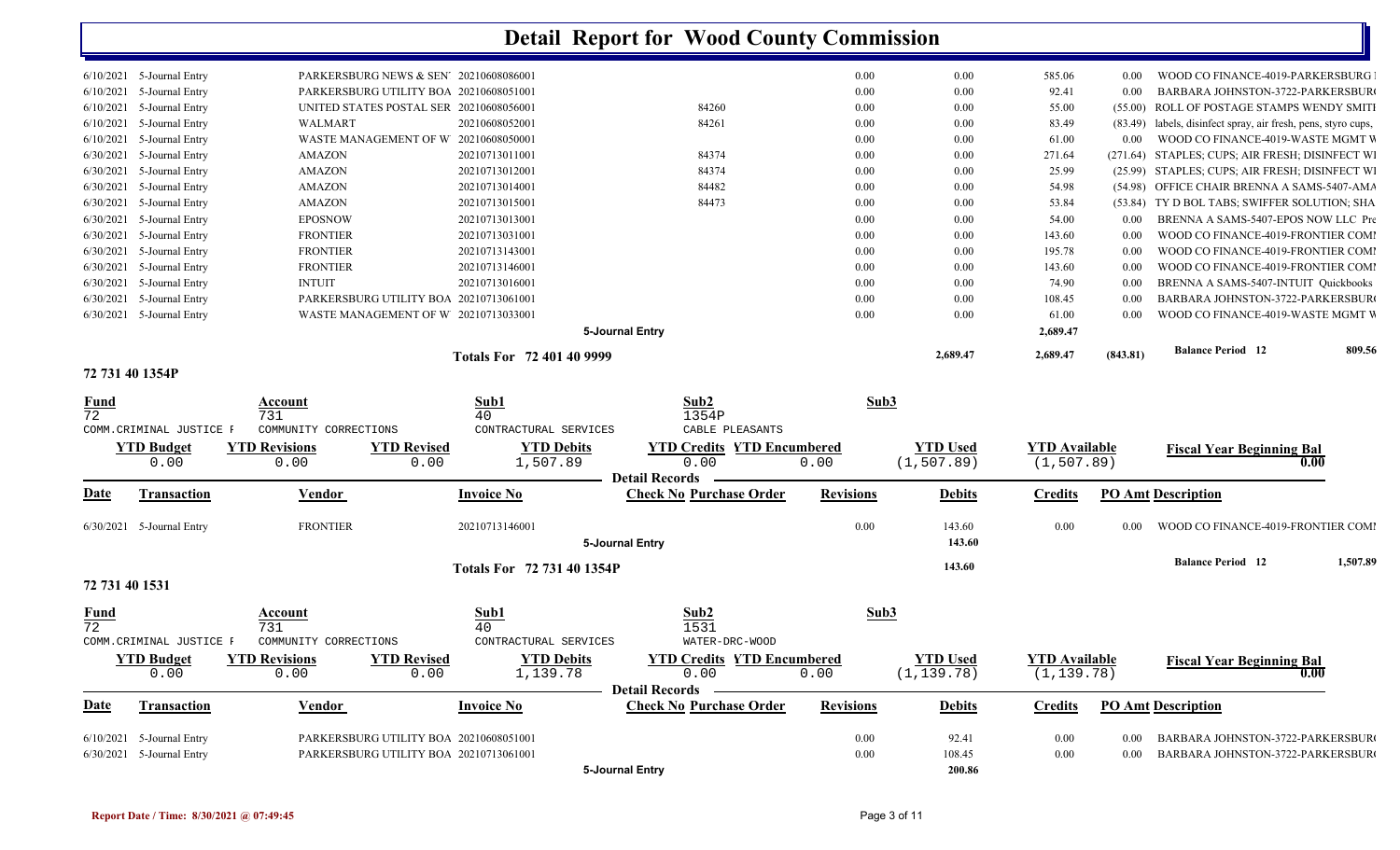# Detail Report for Wood County Commission

| Date | Transaction | Vendor | Invoice No | Check No | Purchase Order | Revisions | Debits | Credits | PO Amt | Description |
|---|---|---|---|---|---|---|---|---|---|---|
| 6/10/2021 | 5-Journal Entry | PARKERSBURG NEWS & SEN | 20210608086001 | | | 0.00 | 0.00 | 585.06 | 0.00 | WOOD CO FINANCE-4019-PARKERSBURG |
| 6/10/2021 | 5-Journal Entry | PARKERSBURG UTILITY BOA | 20210608051001 | | | 0.00 | 0.00 | 92.41 | 0.00 | BARBARA JOHNSTON-3722-PARKERSBUR |
| 6/10/2021 | 5-Journal Entry | UNITED STATES POSTAL SER | 20210608056001 | | 84260 | 0.00 | 0.00 | 55.00 | (55.00) | ROLL OF POSTAGE STAMPS WENDY SMIT |
| 6/10/2021 | 5-Journal Entry | WALMART | 20210608052001 | | 84261 | 0.00 | 0.00 | 83.49 | (83.49) | labels, disinfect spray, air fresh, pens, styro cups, |
| 6/10/2021 | 5-Journal Entry | WASTE MANAGEMENT OF W | 20210608050001 | | | 0.00 | 0.00 | 61.00 | 0.00 | WOOD CO FINANCE-4019-WASTE MGMT W |
| 6/30/2021 | 5-Journal Entry | AMAZON | 20210713011001 | | 84374 | 0.00 | 0.00 | 271.64 | (271.64) | STAPLES; CUPS; AIR FRESH; DISINFECT WI |
| 6/30/2021 | 5-Journal Entry | AMAZON | 20210713012001 | | 84374 | 0.00 | 0.00 | 25.99 | (25.99) | STAPLES; CUPS; AIR FRESH; DISINFECT WI |
| 6/30/2021 | 5-Journal Entry | AMAZON | 20210713014001 | | 84482 | 0.00 | 0.00 | 54.98 | (54.98) | OFFICE CHAIR BRENNA A SAMS-5407-AMA |
| 6/30/2021 | 5-Journal Entry | AMAZON | 20210713015001 | | 84473 | 0.00 | 0.00 | 53.84 | (53.84) | TY D BOL TABS; SWIFFER SOLUTION; SHA |
| 6/30/2021 | 5-Journal Entry | EPOSNOW | 20210713013001 | | | 0.00 | 0.00 | 54.00 | 0.00 | BRENNA A SAMS-5407-EPOS NOW LLC Pre |
| 6/30/2021 | 5-Journal Entry | FRONTIER | 20210713031001 | | | 0.00 | 0.00 | 143.60 | 0.00 | WOOD CO FINANCE-4019-FRONTIER COM |
| 6/30/2021 | 5-Journal Entry | FRONTIER | 20210713143001 | | | 0.00 | 0.00 | 195.78 | 0.00 | WOOD CO FINANCE-4019-FRONTIER COM |
| 6/30/2021 | 5-Journal Entry | FRONTIER | 20210713146001 | | | 0.00 | 0.00 | 143.60 | 0.00 | WOOD CO FINANCE-4019-FRONTIER COM |
| 6/30/2021 | 5-Journal Entry | INTUIT | 20210713016001 | | | 0.00 | 0.00 | 74.90 | 0.00 | BRENNA A SAMS-5407-INTUIT Quickbooks |
| 6/30/2021 | 5-Journal Entry | PARKERSBURG UTILITY BOA | 20210713061001 | | | 0.00 | 0.00 | 108.45 | 0.00 | BARBARA JOHNSTON-3722-PARKERSBUR |
| 6/30/2021 | 5-Journal Entry | WASTE MANAGEMENT OF W | 20210713033001 | | | 0.00 | 0.00 | 61.00 | 0.00 | WOOD CO FINANCE-4019-WASTE MGMT W |
| | | | | 5-Journal Entry | | | | 2,689.47 | | |
| | | | Totals For 72 401 40 9999 | | | | 2,689.47 | 2,689.47 | (843.81) | Balance Period 12 — 809.56 |

## 72 731 40 1354P

| Fund | Account | Sub1 | Sub2 | Sub3 |
|---|---|---|---|---|
| 72 | 731 | 40 | 1354P | |
| COMM.CRIMINAL JUSTICE F | COMMUNITY CORRECTIONS | CONTRACTUAL SERVICES | CABLE PLEASANTS | |

| YTD Budget | YTD Revisions | YTD Revised | YTD Debits | YTD Credits | YTD Encumbered | YTD Used | YTD Available | Fiscal Year Beginning Bal |
|---|---|---|---|---|---|---|---|---|
| 0.00 | 0.00 | 0.00 | 1,507.89 | 0.00 | 0.00 | (1,507.89) | (1,507.89) | 0.00 |

**Detail Records**

| Date | Transaction | Vendor | Invoice No | Check No | Purchase Order | Revisions | Debits | Credits | PO Amt | Description |
|---|---|---|---|---|---|---|---|---|---|---|
| 6/30/2021 | 5-Journal Entry | FRONTIER | 20210713146001 | | | 0.00 | 143.60 | 0.00 | 0.00 | WOOD CO FINANCE-4019-FRONTIER COM |
| | | | | 5-Journal Entry | | | 143.60 | | | |
| | | | Totals For 72 731 40 1354P | | | | 143.60 | | | Balance Period 12 — 1,507.89 |

## 72 731 40 1531

| Fund | Account | Sub1 | Sub2 | Sub3 |
|---|---|---|---|---|
| 72 | 731 | 40 | 1531 | |
| COMM.CRIMINAL JUSTICE F | COMMUNITY CORRECTIONS | CONTRACTUAL SERVICES | WATER-DRC-WOOD | |

| YTD Budget | YTD Revisions | YTD Revised | YTD Debits | YTD Credits | YTD Encumbered | YTD Used | YTD Available | Fiscal Year Beginning Bal |
|---|---|---|---|---|---|---|---|---|
| 0.00 | 0.00 | 0.00 | 1,139.78 | 0.00 | 0.00 | (1,139.78) | (1,139.78) | 0.00 |

**Detail Records**

| Date | Transaction | Vendor | Invoice No | Check No | Purchase Order | Revisions | Debits | Credits | PO Amt | Description |
|---|---|---|---|---|---|---|---|---|---|---|
| 6/10/2021 | 5-Journal Entry | PARKERSBURG UTILITY BOA | 20210608051001 | | | 0.00 | 92.41 | 0.00 | 0.00 | BARBARA JOHNSTON-3722-PARKERSBUR |
| 6/30/2021 | 5-Journal Entry | PARKERSBURG UTILITY BOA | 20210713061001 | | | 0.00 | 108.45 | 0.00 | 0.00 | BARBARA JOHNSTON-3722-PARKERSBUR |
| | | | | 5-Journal Entry | | | 200.86 | | | |

Report Date / Time: 8/30/2021 @ 07:49:45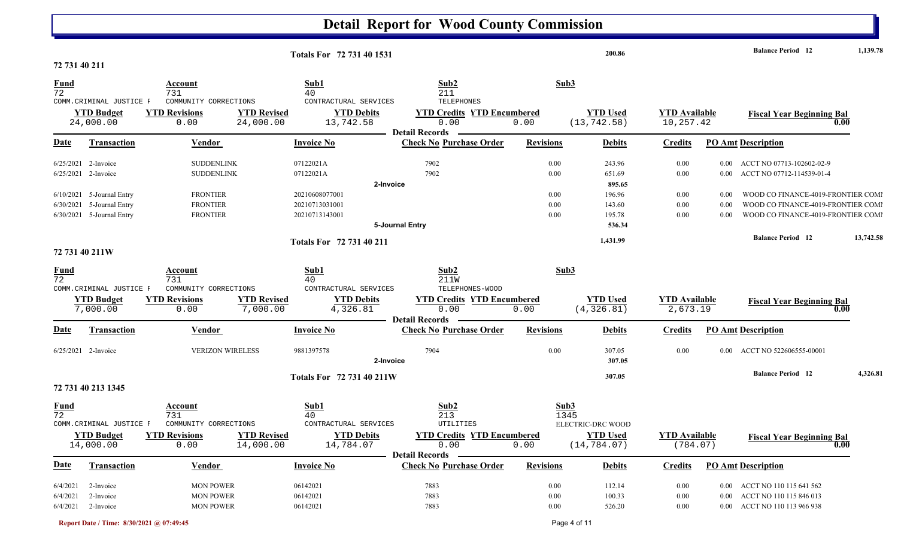# Detail Report for Wood County Commission

**Totals For 72 731 40 1531** — 200.86 — Balance Period 12: 1,139.78

## 72 731 40 211

| Fund | Account | Sub1 | Sub2 | Sub3 |
|---|---|---|---|---|
| 72 | 731 | 40 | 211 | |
| COMM.CRIMINAL JUSTICE F | COMMUNITY CORRECTIONS | CONTRACTUAL SERVICES | TELEPHONES | |

| YTD Budget | YTD Revisions | YTD Revised | YTD Debits | YTD Credits | YTD Encumbered | YTD Used | YTD Available | Fiscal Year Beginning Bal |
|---|---|---|---|---|---|---|---|---|
| 24,000.00 | 0.00 | 24,000.00 | 13,742.58 | 0.00 | 0.00 | (13,742.58) | 10,257.42 | 0.00 |

**Detail Records**

| Date | Transaction | Vendor | Invoice No | Check No | Purchase Order | Revisions | Debits | Credits | PO Amt | Description |
|---|---|---|---|---|---|---|---|---|---|---|
| 6/25/2021 | 2-Invoice | SUDDENLINK | 07122021A | 7902 | | 0.00 | 243.96 | 0.00 | 0.00 | ACCT NO 07713-102602-02-9 |
| 6/25/2021 | 2-Invoice | SUDDENLINK | 07122021A | 7902 | | 0.00 | 651.69 | 0.00 | 0.00 | ACCT NO 07712-114539-01-4 |
| | | | 2-Invoice | | | | 895.65 | | | |
| 6/10/2021 | 5-Journal Entry | FRONTIER | 20210608077001 | | | 0.00 | 196.96 | 0.00 | 0.00 | WOOD CO FINANCE-4019-FRONTIER COMI |
| 6/30/2021 | 5-Journal Entry | FRONTIER | 20210713031001 | | | 0.00 | 143.60 | 0.00 | 0.00 | WOOD CO FINANCE-4019-FRONTIER COMI |
| 6/30/2021 | 5-Journal Entry | FRONTIER | 20210713143001 | | | 0.00 | 195.78 | 0.00 | 0.00 | WOOD CO FINANCE-4019-FRONTIER COMI |
| | | | 5-Journal Entry | | | | 536.34 | | | |

**Totals For 72 731 40 211** — 1,431.99 — Balance Period 12: 13,742.58

## 72 731 40 211W

| Fund | Account | Sub1 | Sub2 | Sub3 |
|---|---|---|---|---|
| 72 | 731 | 40 | 211W | |
| COMM.CRIMINAL JUSTICE F | COMMUNITY CORRECTIONS | CONTRACTUAL SERVICES | TELEPHONES-WOOD | |

| YTD Budget | YTD Revisions | YTD Revised | YTD Debits | YTD Credits | YTD Encumbered | YTD Used | YTD Available | Fiscal Year Beginning Bal |
|---|---|---|---|---|---|---|---|---|
| 7,000.00 | 0.00 | 7,000.00 | 4,326.81 | 0.00 | 0.00 | (4,326.81) | 2,673.19 | 0.00 |

**Detail Records**

| Date | Transaction | Vendor | Invoice No | Check No | Purchase Order | Revisions | Debits | Credits | PO Amt | Description |
|---|---|---|---|---|---|---|---|---|---|---|
| 6/25/2021 | 2-Invoice | VERIZON WIRELESS | 9881397578 | 7904 | | 0.00 | 307.05 | 0.00 | 0.00 | ACCT NO 522606555-00001 |
| | | | 2-Invoice | | | | 307.05 | | | |

**Totals For 72 731 40 211W** — 307.05 — Balance Period 12: 4,326.81

## 72 731 40 213 1345

| Fund | Account | Sub1 | Sub2 | Sub3 |
|---|---|---|---|---|
| 72 | 731 | 40 | 213 | 1345 |
| COMM.CRIMINAL JUSTICE F | COMMUNITY CORRECTIONS | CONTRACTUAL SERVICES | UTILITIES | ELECTRIC-DRC WOOD |

| YTD Budget | YTD Revisions | YTD Revised | YTD Debits | YTD Credits | YTD Encumbered | YTD Used | YTD Available | Fiscal Year Beginning Bal |
|---|---|---|---|---|---|---|---|---|
| 14,000.00 | 0.00 | 14,000.00 | 14,784.07 | 0.00 | 0.00 | (14,784.07) | (784.07) | 0.00 |

**Detail Records**

| Date | Transaction | Vendor | Invoice No | Check No | Purchase Order | Revisions | Debits | Credits | PO Amt | Description |
|---|---|---|---|---|---|---|---|---|---|---|
| 6/4/2021 | 2-Invoice | MON POWER | 06142021 | 7883 | | 0.00 | 112.14 | 0.00 | 0.00 | ACCT NO 110 115 641 562 |
| 6/4/2021 | 2-Invoice | MON POWER | 06142021 | 7883 | | 0.00 | 100.33 | 0.00 | 0.00 | ACCT NO 110 115 846 013 |
| 6/4/2021 | 2-Invoice | MON POWER | 06142021 | 7883 | | 0.00 | 526.20 | 0.00 | 0.00 | ACCT NO 110 113 966 938 |

Report Date / Time: 8/30/2021 @ 07:49:45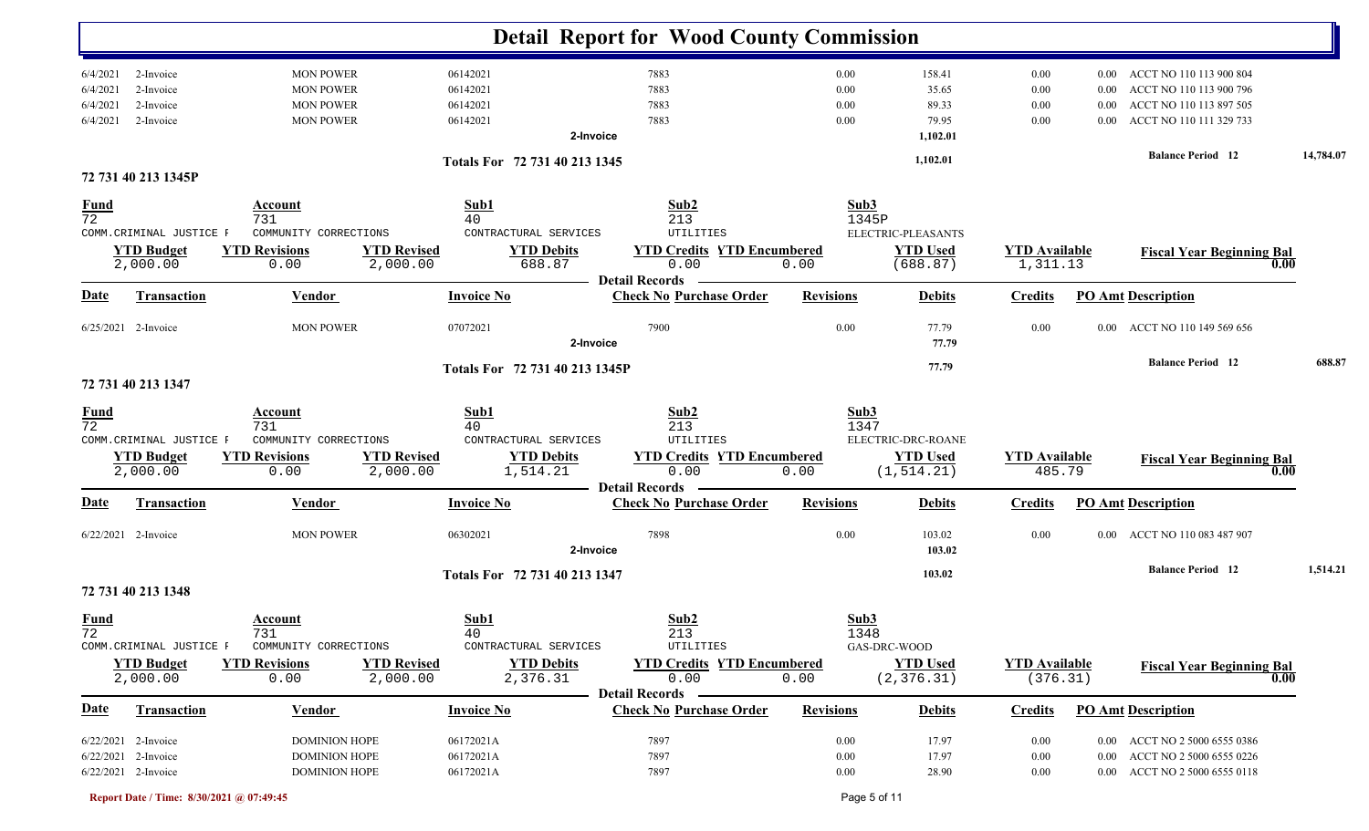# Detail Report for Wood County Commission

| Date | Transaction | Vendor | Invoice No | Check No | Revisions | Debits | Credits | PO Amt | Description |
|---|---|---|---|---|---|---|---|---|---|
| 6/4/2021 | 2-Invoice | MON POWER | 06142021 | 7883 | 0.00 | 158.41 | 0.00 | 0.00 | ACCT NO 110 113 900 804 |
| 6/4/2021 | 2-Invoice | MON POWER | 06142021 | 7883 | 0.00 | 35.65 | 0.00 | 0.00 | ACCT NO 110 113 900 796 |
| 6/4/2021 | 2-Invoice | MON POWER | 06142021 | 7883 | 0.00 | 89.33 | 0.00 | 0.00 | ACCT NO 110 113 897 505 |
| 6/4/2021 | 2-Invoice | MON POWER | 06142021 | 7883 | 0.00 | 79.95 | 0.00 | 0.00 | ACCT NO 110 111 329 733 |
| | | | 2-Invoice | | | 1,102.01 | | | |

**Totals For 72 731 40 213 1345** — 1,102.01 — **Balance Period 12** 14,784.07

## 72 731 40 213 1345P

| Fund | Account | Sub1 | Sub2 | Sub3 |
|---|---|---|---|---|
| 72 | 731 | 40 | 213 | 1345P |
| COMM.CRIMINAL JUSTICE F | COMMUNITY CORRECTIONS | CONTRACTURAL SERVICES | UTILITIES | ELECTRIC-PLEASANTS |

| YTD Budget | YTD Revisions | YTD Revised | YTD Debits | YTD Credits | YTD Encumbered | YTD Used | YTD Available | Fiscal Year Beginning Bal |
|---|---|---|---|---|---|---|---|---|
| 2,000.00 | 0.00 | 2,000.00 | 688.87 | 0.00 | 0.00 | (688.87) | 1,311.13 | 0.00 |

**Detail Records**

| Date | Transaction | Vendor | Invoice No | Check No | Purchase Order | Revisions | Debits | Credits | PO Amt | Description |
|---|---|---|---|---|---|---|---|---|---|---|
| 6/25/2021 | 2-Invoice | MON POWER | 07072021 | 7900 | | 0.00 | 77.79 | 0.00 | 0.00 | ACCT NO 110 149 569 656 |
| | | | 2-Invoice | | | | 77.79 | | | |

**Totals For 72 731 40 213 1345P** — 77.79 — **Balance Period 12** 688.87

## 72 731 40 213 1347

| Fund | Account | Sub1 | Sub2 | Sub3 |
|---|---|---|---|---|
| 72 | 731 | 40 | 213 | 1347 |
| COMM.CRIMINAL JUSTICE F | COMMUNITY CORRECTIONS | CONTRACTURAL SERVICES | UTILITIES | ELECTRIC-DRC-ROANE |

| YTD Budget | YTD Revisions | YTD Revised | YTD Debits | YTD Credits | YTD Encumbered | YTD Used | YTD Available | Fiscal Year Beginning Bal |
|---|---|---|---|---|---|---|---|---|
| 2,000.00 | 0.00 | 2,000.00 | 1,514.21 | 0.00 | 0.00 | (1,514.21) | 485.79 | 0.00 |

**Detail Records**

| Date | Transaction | Vendor | Invoice No | Check No | Purchase Order | Revisions | Debits | Credits | PO Amt | Description |
|---|---|---|---|---|---|---|---|---|---|---|
| 6/22/2021 | 2-Invoice | MON POWER | 06302021 | 7898 | | 0.00 | 103.02 | 0.00 | 0.00 | ACCT NO 110 083 487 907 |
| | | | 2-Invoice | | | | 103.02 | | | |

**Totals For 72 731 40 213 1347** — 103.02 — **Balance Period 12** 1,514.21

## 72 731 40 213 1348

| Fund | Account | Sub1 | Sub2 | Sub3 |
|---|---|---|---|---|
| 72 | 731 | 40 | 213 | 1348 |
| COMM.CRIMINAL JUSTICE F | COMMUNITY CORRECTIONS | CONTRACTURAL SERVICES | UTILITIES | GAS-DRC-WOOD |

| YTD Budget | YTD Revisions | YTD Revised | YTD Debits | YTD Credits | YTD Encumbered | YTD Used | YTD Available | Fiscal Year Beginning Bal |
|---|---|---|---|---|---|---|---|---|
| 2,000.00 | 0.00 | 2,000.00 | 2,376.31 | 0.00 | 0.00 | (2,376.31) | (376.31) | 0.00 |

**Detail Records**

| Date | Transaction | Vendor | Invoice No | Check No | Purchase Order | Revisions | Debits | Credits | PO Amt | Description |
|---|---|---|---|---|---|---|---|---|---|---|
| 6/22/2021 | 2-Invoice | DOMINION HOPE | 06172021A | 7897 | | 0.00 | 17.97 | 0.00 | 0.00 | ACCT NO 2 5000 6555 0386 |
| 6/22/2021 | 2-Invoice | DOMINION HOPE | 06172021A | 7897 | | 0.00 | 17.97 | 0.00 | 0.00 | ACCT NO 2 5000 6555 0226 |
| 6/22/2021 | 2-Invoice | DOMINION HOPE | 06172021A | 7897 | | 0.00 | 28.90 | 0.00 | 0.00 | ACCT NO 2 5000 6555 0118 |

Report Date / Time: 8/30/2021 @ 07:49:45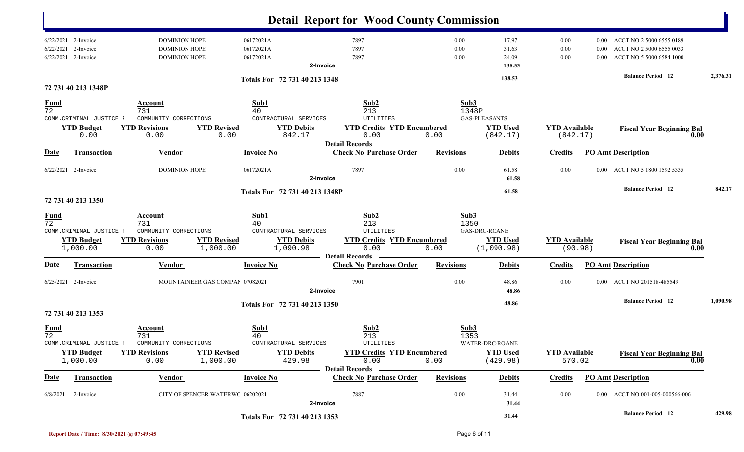# Detail Report for Wood County Commission

| Date | Transaction | Vendor | Invoice No | Check No | Purchase Order | Revisions | Debits | Credits | PO Amt | Description |
|---|---|---|---|---|---|---|---|---|---|---|
| 6/22/2021 | 2-Invoice | DOMINION HOPE | 06172021A | 7897 | | 0.00 | 17.97 | 0.00 | 0.00 | ACCT NO 2 5000 6555 0189 |
| 6/22/2021 | 2-Invoice | DOMINION HOPE | 06172021A | 7897 | | 0.00 | 31.63 | 0.00 | 0.00 | ACCT NO 2 5000 6555 0033 |
| 6/22/2021 | 2-Invoice | DOMINION HOPE | 06172021A | 7897 | | 0.00 | 24.09 | 0.00 | 0.00 | ACCT NO 5 5000 6584 1000 |
| | | | 2-Invoice | | | | 138.53 | | | |

Totals For 72 731 40 213 1348 — 138.53 — Balance Period 12 — 2,376.31

## 72 731 40 213 1348P

| Fund | Account | Sub1 | Sub2 | Sub3 |
|---|---|---|---|---|
| 72 | 731 | 40 | 213 | 1348P |
| COMM.CRIMINAL JUSTICE F | COMMUNITY CORRECTIONS | CONTRACTURAL SERVICES | UTILITIES | GAS-PLEASANTS |

| YTD Budget | YTD Revisions | YTD Revised | YTD Debits | YTD Credits | YTD Encumbered | YTD Used | YTD Available | Fiscal Year Beginning Bal |
|---|---|---|---|---|---|---|---|---|
| 0.00 | 0.00 | 0.00 | 842.17 | 0.00 | 0.00 | (842.17) | (842.17) | 0.00 |

Detail Records

| Date | Transaction | Vendor | Invoice No | Check No | Purchase Order | Revisions | Debits | Credits | PO Amt | Description |
|---|---|---|---|---|---|---|---|---|---|---|
| 6/22/2021 | 2-Invoice | DOMINION HOPE | 06172021A | 7897 | | 0.00 | 61.58 | 0.00 | 0.00 | ACCT NO 5 1800 1592 5335 |
| | | | 2-Invoice | | | | 61.58 | | | |

Totals For 72 731 40 213 1348P — 61.58 — Balance Period 12 — 842.17

## 72 731 40 213 1350

| Fund | Account | Sub1 | Sub2 | Sub3 |
|---|---|---|---|---|
| 72 | 731 | 40 | 213 | 1350 |
| COMM.CRIMINAL JUSTICE F | COMMUNITY CORRECTIONS | CONTRACTURAL SERVICES | UTILITIES | GAS-DRC-ROANE |

| YTD Budget | YTD Revisions | YTD Revised | YTD Debits | YTD Credits | YTD Encumbered | YTD Used | YTD Available | Fiscal Year Beginning Bal |
|---|---|---|---|---|---|---|---|---|
| 1,000.00 | 0.00 | 1,000.00 | 1,090.98 | 0.00 | 0.00 | (1,090.98) | (90.98) | 0.00 |

Detail Records

| Date | Transaction | Vendor | Invoice No | Check No | Purchase Order | Revisions | Debits | Credits | PO Amt | Description |
|---|---|---|---|---|---|---|---|---|---|---|
| 6/25/2021 | 2-Invoice | MOUNTAINEER GAS COMPAN | 07082021 | 7901 | | 0.00 | 48.86 | 0.00 | 0.00 | ACCT NO 201518-485549 |
| | | | 2-Invoice | | | | 48.86 | | | |

Totals For 72 731 40 213 1350 — 48.86 — Balance Period 12 — 1,090.98

## 72 731 40 213 1353

| Fund | Account | Sub1 | Sub2 | Sub3 |
|---|---|---|---|---|
| 72 | 731 | 40 | 213 | 1353 |
| COMM.CRIMINAL JUSTICE F | COMMUNITY CORRECTIONS | CONTRACTURAL SERVICES | UTILITIES | WATER-DRC-ROANE |

| YTD Budget | YTD Revisions | YTD Revised | YTD Debits | YTD Credits | YTD Encumbered | YTD Used | YTD Available | Fiscal Year Beginning Bal |
|---|---|---|---|---|---|---|---|---|
| 1,000.00 | 0.00 | 1,000.00 | 429.98 | 0.00 | 0.00 | (429.98) | 570.02 | 0.00 |

Detail Records

| Date | Transaction | Vendor | Invoice No | Check No | Purchase Order | Revisions | Debits | Credits | PO Amt | Description |
|---|---|---|---|---|---|---|---|---|---|---|
| 6/8/2021 | 2-Invoice | CITY OF SPENCER WATERWC | 06202021 | 7887 | | 0.00 | 31.44 | 0.00 | 0.00 | ACCT NO 001-005-000566-006 |
| | | | 2-Invoice | | | | 31.44 | | | |

Totals For 72 731 40 213 1353 — 31.44 — Balance Period 12 — 429.98

Report Date / Time: 8/30/2021 @ 07:49:45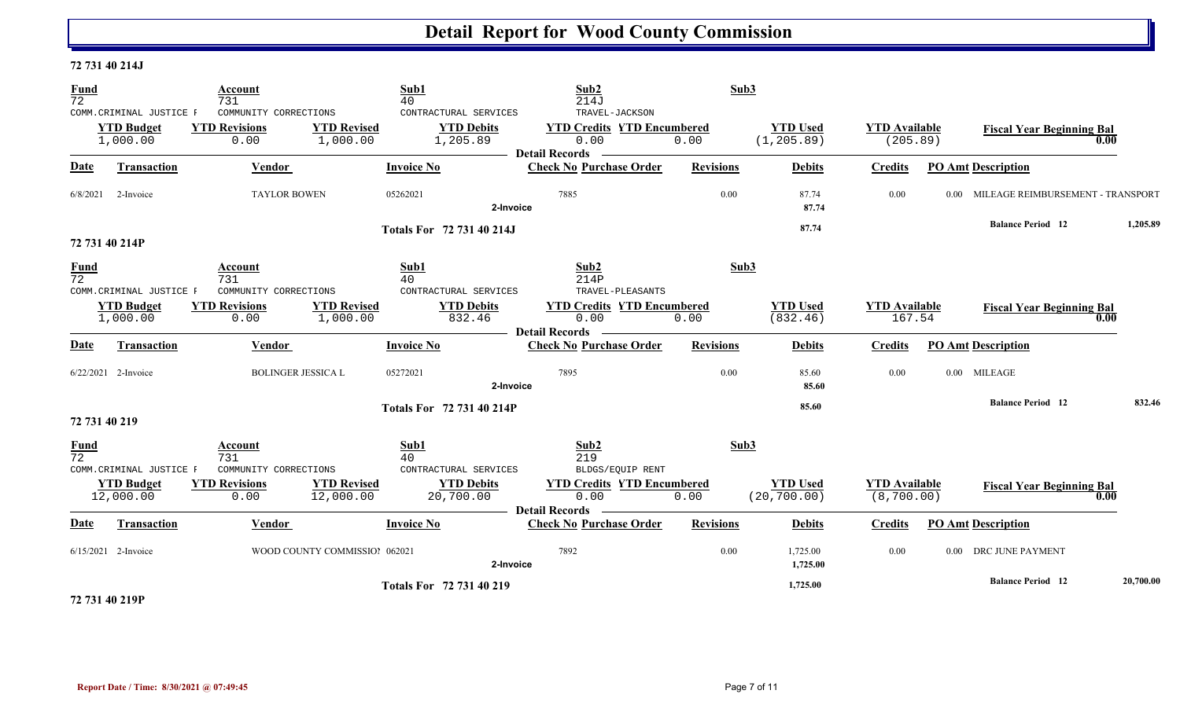# Detail Report for Wood County Commission

### 72 731 40 214J

| Fund | Account | Sub1 | Sub2 | Sub3 |
|---|---|---|---|---|
| 72 | 731 | 40 | 214J | |
| COMM.CRIMINAL JUSTICE F | COMMUNITY CORRECTIONS | CONTRACTURAL SERVICES | TRAVEL-JACKSON | |

| YTD Budget | YTD Revisions | YTD Revised | YTD Debits | YTD Credits | YTD Encumbered | YTD Used | YTD Available | Fiscal Year Beginning Bal |
|---|---|---|---|---|---|---|---|---|
| 1,000.00 | 0.00 | 1,000.00 | 1,205.89 | 0.00 | 0.00 | (1,205.89) | (205.89) | 0.00 |

**Detail Records**

| Date | Transaction | Vendor | Invoice No | Check No | Purchase Order | Revisions | Debits | Credits | PO Amt | Description |
|---|---|---|---|---|---|---|---|---|---|---|
| 6/8/2021 | 2-Invoice | TAYLOR BOWEN | 05262021 | 7885 | | 0.00 | 87.74 | 0.00 | 0.00 | MILEAGE REIMBURSEMENT - TRANSPORT |
| | 2-Invoice | | | | | | 87.74 | | | |
| | Totals For 72 731 40 214J | | | | | | 87.74 | | | Balance Period 12 1,205.89 |

### 72 731 40 214P

| Fund | Account | Sub1 | Sub2 | Sub3 |
|---|---|---|---|---|
| 72 | 731 | 40 | 214P | |
| COMM.CRIMINAL JUSTICE F | COMMUNITY CORRECTIONS | CONTRACTURAL SERVICES | TRAVEL-PLEASANTS | |

| YTD Budget | YTD Revisions | YTD Revised | YTD Debits | YTD Credits | YTD Encumbered | YTD Used | YTD Available | Fiscal Year Beginning Bal |
|---|---|---|---|---|---|---|---|---|
| 1,000.00 | 0.00 | 1,000.00 | 832.46 | 0.00 | 0.00 | (832.46) | 167.54 | 0.00 |

**Detail Records**

| Date | Transaction | Vendor | Invoice No | Check No | Purchase Order | Revisions | Debits | Credits | PO Amt | Description |
|---|---|---|---|---|---|---|---|---|---|---|
| 6/22/2021 | 2-Invoice | BOLINGER JESSICA L | 05272021 | 7895 | | 0.00 | 85.60 | 0.00 | 0.00 | MILEAGE |
| | 2-Invoice | | | | | | 85.60 | | | |
| | Totals For 72 731 40 214P | | | | | | 85.60 | | | Balance Period 12 832.46 |

### 72 731 40 219

| Fund | Account | Sub1 | Sub2 | Sub3 |
|---|---|---|---|---|
| 72 | 731 | 40 | 219 | |
| COMM.CRIMINAL JUSTICE F | COMMUNITY CORRECTIONS | CONTRACTURAL SERVICES | BLDGS/EQUIP RENT | |

| YTD Budget | YTD Revisions | YTD Revised | YTD Debits | YTD Credits | YTD Encumbered | YTD Used | YTD Available | Fiscal Year Beginning Bal |
|---|---|---|---|---|---|---|---|---|
| 12,000.00 | 0.00 | 12,000.00 | 20,700.00 | 0.00 | 0.00 | (20,700.00) | (8,700.00) | 0.00 |

**Detail Records**

| Date | Transaction | Vendor | Invoice No | Check No | Purchase Order | Revisions | Debits | Credits | PO Amt | Description |
|---|---|---|---|---|---|---|---|---|---|---|
| 6/15/2021 | 2-Invoice | WOOD COUNTY COMMISSIO! | 062021 | 7892 | | 0.00 | 1,725.00 | 0.00 | 0.00 | DRC JUNE PAYMENT |
| | 2-Invoice | | | | | | 1,725.00 | | | |
| | Totals For 72 731 40 219 | | | | | | 1,725.00 | | | Balance Period 12 20,700.00 |

### 72 731 40 219P

Report Date / Time: 8/30/2021 @ 07:49:45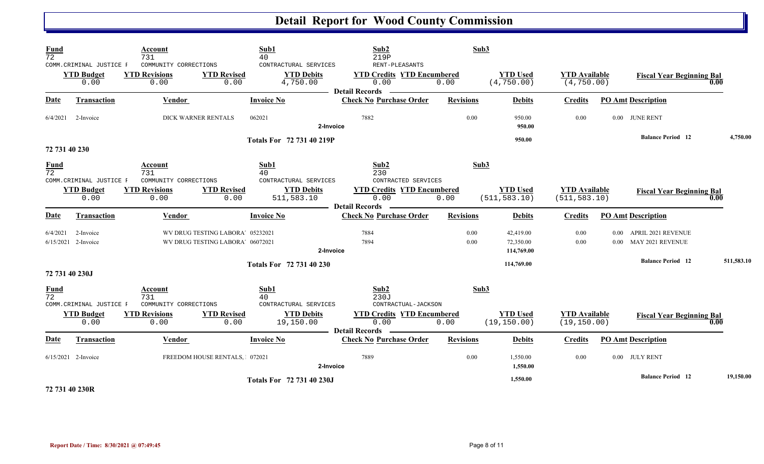# Detail Report for Wood County Commission

| Fund | Account | Sub1 | Sub2 | Sub3 |
|---|---|---|---|---|
| 72 | 731 | 40 | 219P | |
| COMM.CRIMINAL JUSTICE F | COMMUNITY CORRECTIONS | CONTRACTURAL SERVICES | RENT-PLEASANTS | |

| YTD Budget | YTD Revisions | YTD Revised | YTD Debits | YTD Credits | YTD Encumbered | YTD Used | YTD Available | Fiscal Year Beginning Bal |
|---|---|---|---|---|---|---|---|---|
| 0.00 | 0.00 | 0.00 | 4,750.00 | 0.00 | 0.00 | (4,750.00) | (4,750.00) | 0.00 |

**Detail Records**

| Date | Transaction | Vendor | Invoice No | Check No | Purchase Order | Revisions | Debits | Credits | PO Amt | Description |
|---|---|---|---|---|---|---|---|---|---|---|
| 6/4/2021 | 2-Invoice | DICK WARNER RENTALS | 062021 | 7882 | | 0.00 | 950.00 | 0.00 | 0.00 | JUNE RENT |
| | | | 2-Invoice | | | | 950.00 | | | |
| | | | Totals For 72 731 40 219P | | | | 950.00 | | | Balance Period 12 — 4,750.00 |

## 72 731 40 230

| Fund | Account | Sub1 | Sub2 | Sub3 |
|---|---|---|---|---|
| 72 | 731 | 40 | 230 | |
| COMM.CRIMINAL JUSTICE F | COMMUNITY CORRECTIONS | CONTRACTURAL SERVICES | CONTRACTED SERVICES | |

| YTD Budget | YTD Revisions | YTD Revised | YTD Debits | YTD Credits | YTD Encumbered | YTD Used | YTD Available | Fiscal Year Beginning Bal |
|---|---|---|---|---|---|---|---|---|
| 0.00 | 0.00 | 0.00 | 511,583.10 | 0.00 | 0.00 | (511,583.10) | (511,583.10) | 0.00 |

**Detail Records**

| Date | Transaction | Vendor | Invoice No | Check No | Purchase Order | Revisions | Debits | Credits | PO Amt | Description |
|---|---|---|---|---|---|---|---|---|---|---|
| 6/4/2021 | 2-Invoice | WV DRUG TESTING LABORA' | 05232021 | 7884 | | 0.00 | 42,419.00 | 0.00 | 0.00 | APRIL 2021 REVENUE |
| 6/15/2021 | 2-Invoice | WV DRUG TESTING LABORA' | 06072021 | 7894 | | 0.00 | 72,350.00 | 0.00 | 0.00 | MAY 2021 REVENUE |
| | | | 2-Invoice | | | | 114,769.00 | | | |
| | | | Totals For 72 731 40 230 | | | | 114,769.00 | | | Balance Period 12 — 511,583.10 |

## 72 731 40 230J

| Fund | Account | Sub1 | Sub2 | Sub3 |
|---|---|---|---|---|
| 72 | 731 | 40 | 230J | |
| COMM.CRIMINAL JUSTICE F | COMMUNITY CORRECTIONS | CONTRACTURAL SERVICES | CONTRACTUAL-JACKSON | |

| YTD Budget | YTD Revisions | YTD Revised | YTD Debits | YTD Credits | YTD Encumbered | YTD Used | YTD Available | Fiscal Year Beginning Bal |
|---|---|---|---|---|---|---|---|---|
| 0.00 | 0.00 | 0.00 | 19,150.00 | 0.00 | 0.00 | (19,150.00) | (19,150.00) | 0.00 |

**Detail Records**

| Date | Transaction | Vendor | Invoice No | Check No | Purchase Order | Revisions | Debits | Credits | PO Amt | Description |
|---|---|---|---|---|---|---|---|---|---|---|
| 6/15/2021 | 2-Invoice | FREEDOM HOUSE RENTALS, I | 072021 | 7889 | | 0.00 | 1,550.00 | 0.00 | 0.00 | JULY RENT |
| | | | 2-Invoice | | | | 1,550.00 | | | |
| | | | Totals For 72 731 40 230J | | | | 1,550.00 | | | Balance Period 12 — 19,150.00 |

## 72 731 40 230R

Report Date / Time: 8/30/2021 @ 07:49:45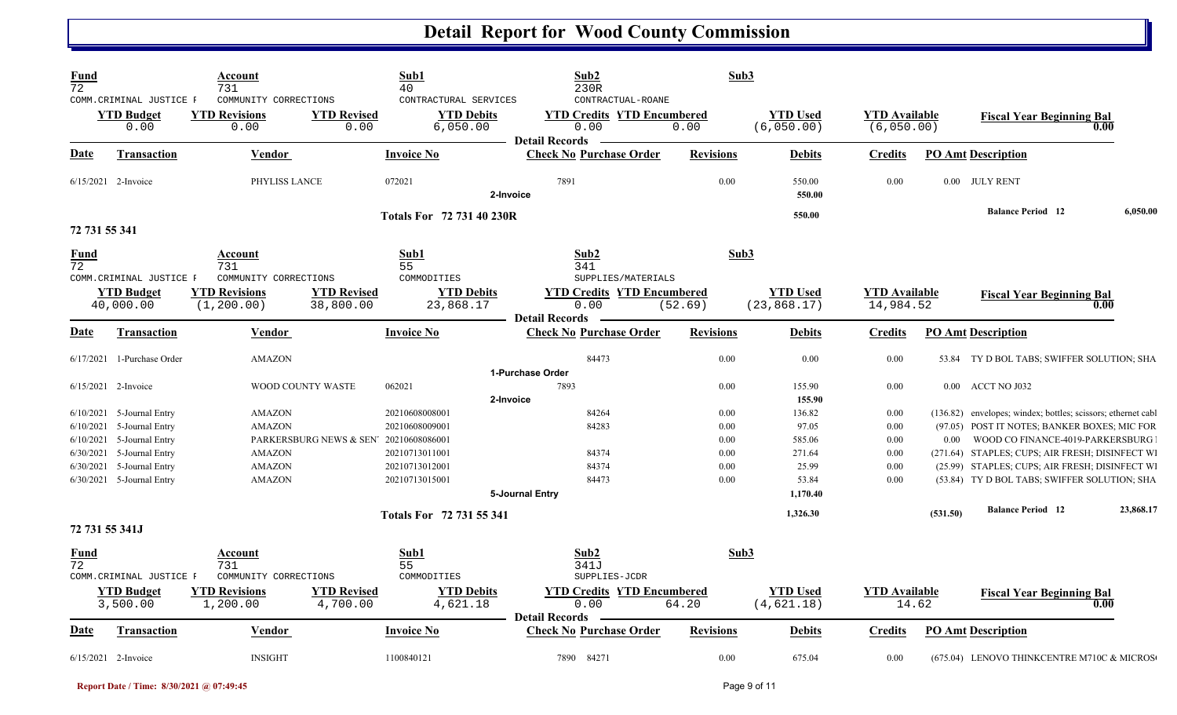# Detail Report for Wood County Commission

| Fund | Account | Sub1 | Sub2 | Sub3 |
|---|---|---|---|---|
| 72 | 731 | 40 | 230R | |
| COMM.CRIMINAL JUSTICE F | COMMUNITY CORRECTIONS | CONTRACTUAL SERVICES | CONTRACTUAL-ROANE | |

| YTD Budget | YTD Revisions | YTD Revised | YTD Debits | YTD Credits | YTD Encumbered | YTD Used | YTD Available | Fiscal Year Beginning Bal |
|---|---|---|---|---|---|---|---|---|
| 0.00 | 0.00 | 0.00 | 6,050.00 | 0.00 | 0.00 | (6,050.00) | (6,050.00) | 0.00 |

Detail Records

| Date | Transaction | Vendor | Invoice No | Check No | Purchase Order | Revisions | Debits | Credits | PO Amt | Description |
|---|---|---|---|---|---|---|---|---|---|---|
| 6/15/2021 | 2-Invoice | PHYLISS LANCE | 072021 | 7891 | | 0.00 | 550.00 | 0.00 | 0.00 | JULY RENT |
| | | | 2-Invoice | | | | 550.00 | | | |
| | | | Totals For 72 731 40 230R | | | | 550.00 | | | Balance Period 12 6,050.00 |

## 72 731 55 341

| Fund | Account | Sub1 | Sub2 | Sub3 |
|---|---|---|---|---|
| 72 | 731 | 55 | 341 | |
| COMM.CRIMINAL JUSTICE F | COMMUNITY CORRECTIONS | COMMODITIES | SUPPLIES/MATERIALS | |

| YTD Budget | YTD Revisions | YTD Revised | YTD Debits | YTD Credits | YTD Encumbered | YTD Used | YTD Available | Fiscal Year Beginning Bal |
|---|---|---|---|---|---|---|---|---|
| 40,000.00 | (1,200.00) | 38,800.00 | 23,868.17 | 0.00 | (52.69) | (23,868.17) | 14,984.52 | 0.00 |

Detail Records

| Date | Transaction | Vendor | Invoice No | Check No | Purchase Order | Revisions | Debits | Credits | PO Amt | Description |
|---|---|---|---|---|---|---|---|---|---|---|
| 6/17/2021 | 1-Purchase Order | AMAZON | | | 84473 | 0.00 | 0.00 | 0.00 | 53.84 | TY D BOL TABS; SWIFFER SOLUTION; SHA |
| | | | 1-Purchase Order | | | | | | | |
| 6/15/2021 | 2-Invoice | WOOD COUNTY WASTE | 062021 | 7893 | | 0.00 | 155.90 | 0.00 | 0.00 | ACCT NO J032 |
| | | | 2-Invoice | | | | 155.90 | | | |
| 6/10/2021 | 5-Journal Entry | AMAZON | 20210608008001 | | 84264 | 0.00 | 136.82 | 0.00 | (136.82) | envelopes; windex; bottles; scissors; ethernet cabl |
| 6/10/2021 | 5-Journal Entry | AMAZON | 20210608009001 | | 84283 | 0.00 | 97.05 | 0.00 | (97.05) | POST IT NOTES; BANKER BOXES; MIC FOR |
| 6/10/2021 | 5-Journal Entry | PARKERSBURG NEWS & SEN | 20210608086001 | | | 0.00 | 585.06 | 0.00 | 0.00 | WOOD CO FINANCE-4019-PARKERSBURG |
| 6/30/2021 | 5-Journal Entry | AMAZON | 20210713011001 | | 84374 | 0.00 | 271.64 | 0.00 | (271.64) | STAPLES; CUPS; AIR FRESH; DISINFECT WI |
| 6/30/2021 | 5-Journal Entry | AMAZON | 20210713012001 | | 84374 | 0.00 | 25.99 | 0.00 | (25.99) | STAPLES; CUPS; AIR FRESH; DISINFECT WI |
| 6/30/2021 | 5-Journal Entry | AMAZON | 20210713015001 | | 84473 | 0.00 | 53.84 | 0.00 | (53.84) | TY D BOL TABS; SWIFFER SOLUTION; SHA |
| | | | 5-Journal Entry | | | | 1,170.40 | | | |
| | | | Totals For 72 731 55 341 | | | | 1,326.30 | | (531.50) | Balance Period 12 23,868.17 |

## 72 731 55 341J

| Fund | Account | Sub1 | Sub2 | Sub3 |
|---|---|---|---|---|
| 72 | 731 | 55 | 341J | |
| COMM.CRIMINAL JUSTICE F | COMMUNITY CORRECTIONS | COMMODITIES | SUPPLIES-JCDR | |

| YTD Budget | YTD Revisions | YTD Revised | YTD Debits | YTD Credits | YTD Encumbered | YTD Used | YTD Available | Fiscal Year Beginning Bal |
|---|---|---|---|---|---|---|---|---|
| 3,500.00 | 1,200.00 | 4,700.00 | 4,621.18 | 0.00 | 64.20 | (4,621.18) | 14.62 | 0.00 |

Detail Records

| Date | Transaction | Vendor | Invoice No | Check No | Purchase Order | Revisions | Debits | Credits | PO Amt | Description |
|---|---|---|---|---|---|---|---|---|---|---|
| 6/15/2021 | 2-Invoice | INSIGHT | 1100840121 | 7890 | 84271 | 0.00 | 675.04 | 0.00 | (675.04) | LENOVO THINKCENTRE M710C & MICROS |

Report Date / Time: 8/30/2021 @ 07:49:45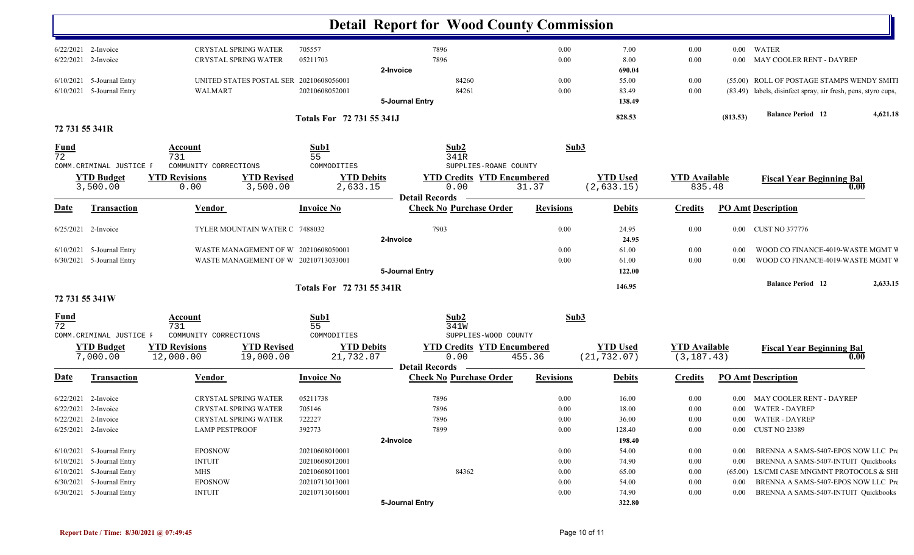# Detail Report for Wood County Commission

| Date | Transaction | Vendor | Invoice No | Check No | Purchase Order | Revisions | Debits | Credits | PO Amt | Description |
|---|---|---|---|---|---|---|---|---|---|---|
| 6/22/2021 | 2-Invoice | CRYSTAL SPRING WATER | 705557 | 7896 | | 0.00 | 7.00 | 0.00 | 0.00 | WATER |
| 6/22/2021 | 2-Invoice | CRYSTAL SPRING WATER | 05211703 | 7896 | | 0.00 | 8.00 | 0.00 | 0.00 | MAY COOLER RENT - DAYREP |
| | | | | 2-Invoice | | | 690.04 | | | |
| 6/10/2021 | 5-Journal Entry | UNITED STATES POSTAL SER | 20210608056001 | | 84260 | 0.00 | 55.00 | 0.00 | (55.00) | ROLL OF POSTAGE STAMPS WENDY SMITI |
| 6/10/2021 | 5-Journal Entry | WALMART | 20210608052001 | | 84261 | 0.00 | 83.49 | 0.00 | (83.49) | labels, disinfect spray, air fresh, pens, styro cups, |
| | | | | 5-Journal Entry | | | 138.49 | | | |
| | | | Totals For 72 731 55 341J | | | | 828.53 | | (813.53) | Balance Period 12 4,621.18 |

## 72 731 55 341R

| Fund | Account | Sub1 | Sub2 | Sub3 |
|---|---|---|---|---|
| 72 | 731 | 55 | 341R | |
| COMM.CRIMINAL JUSTICE F | COMMUNITY CORRECTIONS | COMMODITIES | SUPPLIES-ROANE COUNTY | |

| YTD Budget | YTD Revisions | YTD Revised | YTD Debits | YTD Credits | YTD Encumbered | YTD Used | YTD Available | Fiscal Year Beginning Bal |
|---|---|---|---|---|---|---|---|---|
| 3,500.00 | 0.00 | 3,500.00 | 2,633.15 | 0.00 | 31.37 | (2,633.15) | 835.48 | 0.00 |

| Date | Transaction | Vendor | Invoice No | Check No | Purchase Order | Revisions | Debits | Credits | PO Amt | Description |
|---|---|---|---|---|---|---|---|---|---|---|
| 6/25/2021 | 2-Invoice | TYLER MOUNTAIN WATER C | 7488032 | 7903 | | 0.00 | 24.95 | 0.00 | 0.00 | CUST NO 377776 |
| | | | | 2-Invoice | | | 24.95 | | | |
| 6/10/2021 | 5-Journal Entry | WASTE MANAGEMENT OF W | 20210608050001 | | | 0.00 | 61.00 | 0.00 | 0.00 | WOOD CO FINANCE-4019-WASTE MGMT W |
| 6/30/2021 | 5-Journal Entry | WASTE MANAGEMENT OF W | 20210713033001 | | | 0.00 | 61.00 | 0.00 | 0.00 | WOOD CO FINANCE-4019-WASTE MGMT W |
| | | | | 5-Journal Entry | | | 122.00 | | | |
| | | | Totals For 72 731 55 341R | | | | 146.95 | | | Balance Period 12 2,633.15 |

## 72 731 55 341W

| Fund | Account | Sub1 | Sub2 | Sub3 |
|---|---|---|---|---|
| 72 | 731 | 55 | 341W | |
| COMM.CRIMINAL JUSTICE F | COMMUNITY CORRECTIONS | COMMODITIES | SUPPLIES-WOOD COUNTY | |

| YTD Budget | YTD Revisions | YTD Revised | YTD Debits | YTD Credits | YTD Encumbered | YTD Used | YTD Available | Fiscal Year Beginning Bal |
|---|---|---|---|---|---|---|---|---|
| 7,000.00 | 12,000.00 | 19,000.00 | 21,732.07 | 0.00 | 455.36 | (21,732.07) | (3,187.43) | 0.00 |

| Date | Transaction | Vendor | Invoice No | Check No | Purchase Order | Revisions | Debits | Credits | PO Amt | Description |
|---|---|---|---|---|---|---|---|---|---|---|
| 6/22/2021 | 2-Invoice | CRYSTAL SPRING WATER | 05211738 | 7896 | | 0.00 | 16.00 | 0.00 | 0.00 | MAY COOLER RENT - DAYREP |
| 6/22/2021 | 2-Invoice | CRYSTAL SPRING WATER | 705146 | 7896 | | 0.00 | 18.00 | 0.00 | 0.00 | WATER - DAYREP |
| 6/22/2021 | 2-Invoice | CRYSTAL SPRING WATER | 722227 | 7896 | | 0.00 | 36.00 | 0.00 | 0.00 | WATER - DAYREP |
| 6/25/2021 | 2-Invoice | LAMP PESTPROOF | 392773 | 7899 | | 0.00 | 128.40 | 0.00 | 0.00 | CUST NO 23389 |
| | | | | 2-Invoice | | | 198.40 | | | |
| 6/10/2021 | 5-Journal Entry | EPOSNOW | 20210608010001 | | | 0.00 | 54.00 | 0.00 | 0.00 | BRENNA A SAMS-5407-EPOS NOW LLC Pre |
| 6/10/2021 | 5-Journal Entry | INTUIT | 20210608012001 | | | 0.00 | 74.90 | 0.00 | 0.00 | BRENNA A SAMS-5407-INTUIT Quickbooks |
| 6/10/2021 | 5-Journal Entry | MHS | 20210608011001 | | 84362 | 0.00 | 65.00 | 0.00 | (65.00) | LS/CMI CASE MNGMNT PROTOCOLS & SHI |
| 6/30/2021 | 5-Journal Entry | EPOSNOW | 20210713013001 | | | 0.00 | 54.00 | 0.00 | 0.00 | BRENNA A SAMS-5407-EPOS NOW LLC Pre |
| 6/30/2021 | 5-Journal Entry | INTUIT | 20210713016001 | | | 0.00 | 74.90 | 0.00 | 0.00 | BRENNA A SAMS-5407-INTUIT Quickbooks |
| | | | | 5-Journal Entry | | | 322.80 | | | |

Report Date / Time: 8/30/2021 @ 07:49:45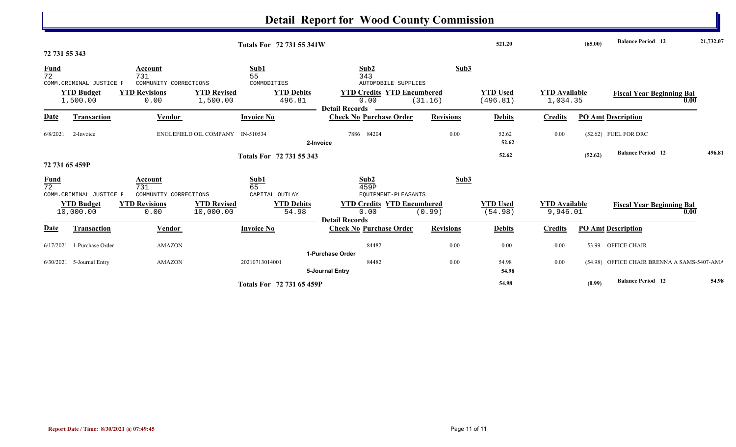# Detail Report for Wood County Commission

| | | | | | |
|---|---|---|---|---|---|
| Totals For 72 731 55 341W | 521.20 | (65.00) | Balance Period 12 | 21,732.07 |

## 72 731 55 343

| Fund | Account | Sub1 | Sub2 | Sub3 |
|---|---|---|---|---|
| 72 | 731 | 55 | 343 | |
| COMM.CRIMINAL JUSTICE F | COMMUNITY CORRECTIONS | COMMODITIES | AUTOMOBILE SUPPLIES | |

| YTD Budget | YTD Revisions | YTD Revised | YTD Debits | YTD Credits | YTD Encumbered | YTD Used | YTD Available | Fiscal Year Beginning Bal |
|---|---|---|---|---|---|---|---|---|
| 1,500.00 | 0.00 | 1,500.00 | 496.81 | 0.00 | (31.16) | (496.81) | 1,034.35 | 0.00 |

Detail Records

| Date | Transaction | Vendor | Invoice No | Check No | Purchase Order | Revisions | Debits | Credits | PO Amt | Description |
|---|---|---|---|---|---|---|---|---|---|---|
| 6/8/2021 | 2-Invoice | ENGLEFIELD OIL COMPANY | IN-510534 | 7886 | 84204 | 0.00 | 52.62 | 0.00 | (52.62) | FUEL FOR DRC |
| | 2-Invoice | | | | | | 52.62 | | | |
| | Totals For 72 731 55 343 | | | | | | 52.62 | | (52.62) | Balance Period 12 496.81 |

## 72 731 65 459P

| Fund | Account | Sub1 | Sub2 | Sub3 |
|---|---|---|---|---|
| 72 | 731 | 65 | 459P | |
| COMM.CRIMINAL JUSTICE F | COMMUNITY CORRECTIONS | CAPITAL OUTLAY | EQUIPMENT-PLEASANTS | |

| YTD Budget | YTD Revisions | YTD Revised | YTD Debits | YTD Credits | YTD Encumbered | YTD Used | YTD Available | Fiscal Year Beginning Bal |
|---|---|---|---|---|---|---|---|---|
| 10,000.00 | 0.00 | 10,000.00 | 54.98 | 0.00 | (0.99) | (54.98) | 9,946.01 | 0.00 |

Detail Records

| Date | Transaction | Vendor | Invoice No | Check No | Purchase Order | Revisions | Debits | Credits | PO Amt | Description |
|---|---|---|---|---|---|---|---|---|---|---|
| 6/17/2021 | 1-Purchase Order | AMAZON | | | 84482 | 0.00 | 0.00 | 0.00 | 53.99 | OFFICE CHAIR |
| | 1-Purchase Order | | | | | | | | | |
| 6/30/2021 | 5-Journal Entry | AMAZON | 20210713014001 | | 84482 | 0.00 | 54.98 | 0.00 | (54.98) | OFFICE CHAIR BRENNA A SAMS-5407-AMA |
| | 5-Journal Entry | | | | | | 54.98 | | | |
| | Totals For 72 731 65 459P | | | | | | 54.98 | | (0.99) | Balance Period 12 54.98 |

Report Date / Time: 8/30/2021 @ 07:49:45